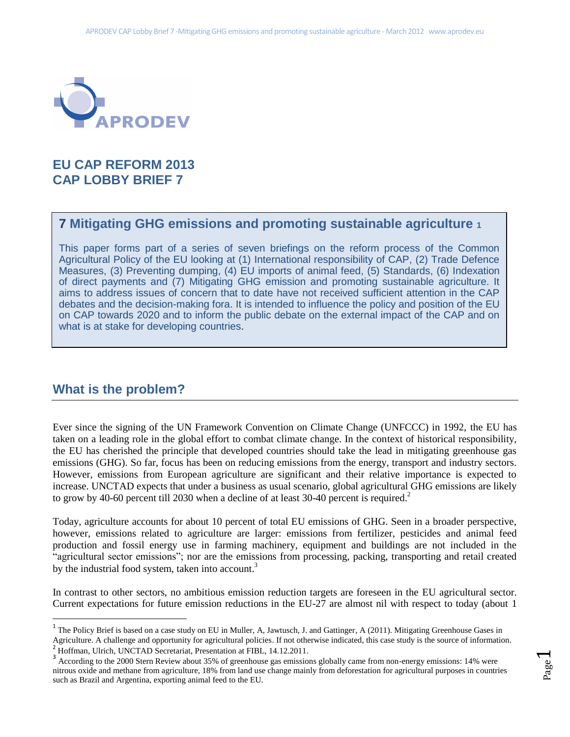# EU CAP REFORM 2013
# CAP LOBBY BRIEF 7

## 7 Mitigating GHG emissions and promoting sustainable agriculture [1]

This paper forms part of a series of seven briefings on the reform process of the Common Agricultural Policy of the EU looking at (1) International responsibility of CAP, (2) Trade Defence Measures, (3) Preventing dumping, (4) EU imports of animal feed, (5) Standards, (6) Indexation of direct payments and (7) Mitigating GHG emission and promoting sustainable agriculture. It aims to address issues of concern that to date have not received sufficient attention in the CAP debates and the decision-making fora. It is intended to influence the policy and position of the EU on CAP towards 2020 and to inform the public debate on the external impact of the CAP and on what is at stake for developing countries.

## What is the problem?

Ever since the signing of the UN Framework Convention on Climate Change (UNFCCC) in 1992, the EU has taken on a leading role in the global effort to combat climate change. In the context of historical responsibility, the EU has cherished the principle that developed countries should take the lead in mitigating greenhouse gas emissions (GHG). So far, focus has been on reducing emissions from the energy, transport and industry sectors. However, emissions from European agriculture are significant and their relative importance is expected to increase. UNCTAD expects that under a business as usual scenario, global agricultural GHG emissions are likely to grow by 40-60 percent till 2030 when a decline of at least 30-40 percent is required.[2]

Today, agriculture accounts for about 10 percent of total EU emissions of GHG. Seen in a broader perspective, however, emissions related to agriculture are larger: emissions from fertilizer, pesticides and animal feed production and fossil energy use in farming machinery, equipment and buildings are not included in the "agricultural sector emissions"; nor are the emissions from processing, packing, transporting and retail created by the industrial food system, taken into account.[3]

In contrast to other sectors, no ambitious emission reduction targets are foreseen in the EU agricultural sector. Current expectations for future emission reductions in the EU-27 are almost nil with respect to today (about 1

---

[1] The Policy Brief is based on a case study on EU in Muller, A, Jawtusch, J. and Gattinger, A (2011). Mitigating Greenhouse Gases in Agriculture. A challenge and opportunity for agricultural policies. If not otherwise indicated, this case study is the source of information.

[2] Hoffman, Ulrich, UNCTAD Secretariat, Presentation at FIBL, 14.12.2011.

[3] According to the 2000 Stern Review about 35% of greenhouse gas emissions globally came from non-energy emissions: 14% were nitrous oxide and methane from agriculture, 18% from land use change mainly from deforestation for agricultural purposes in countries such as Brazil and Argentina, exporting animal feed to the EU.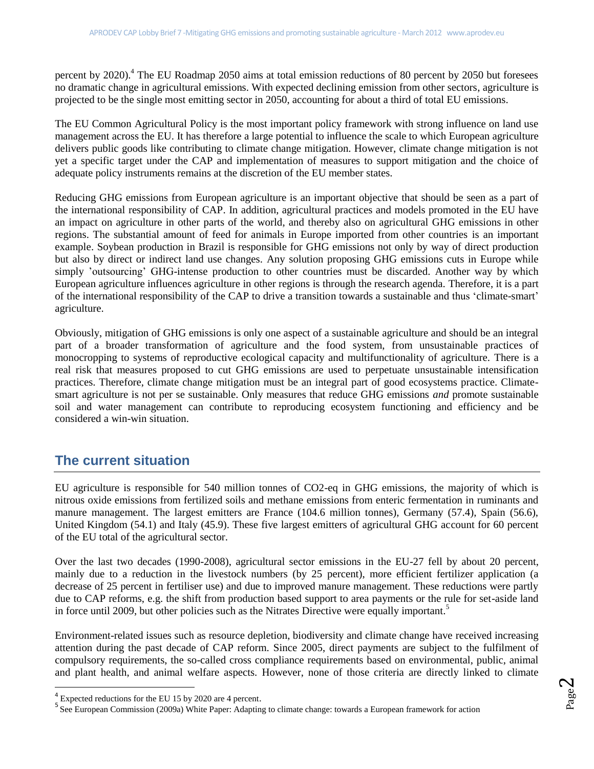percent by 2020).[4] The EU Roadmap 2050 aims at total emission reductions of 80 percent by 2050 but foresees no dramatic change in agricultural emissions. With expected declining emission from other sectors, agriculture is projected to be the single most emitting sector in 2050, accounting for about a third of total EU emissions.

The EU Common Agricultural Policy is the most important policy framework with strong influence on land use management across the EU. It has therefore a large potential to influence the scale to which European agriculture delivers public goods like contributing to climate change mitigation. However, climate change mitigation is not yet a specific target under the CAP and implementation of measures to support mitigation and the choice of adequate policy instruments remains at the discretion of the EU member states.

Reducing GHG emissions from European agriculture is an important objective that should be seen as a part of the international responsibility of CAP. In addition, agricultural practices and models promoted in the EU have an impact on agriculture in other parts of the world, and thereby also on agricultural GHG emissions in other regions. The substantial amount of feed for animals in Europe imported from other countries is an important example. Soybean production in Brazil is responsible for GHG emissions not only by way of direct production but also by direct or indirect land use changes. Any solution proposing GHG emissions cuts in Europe while simply 'outsourcing' GHG-intense production to other countries must be discarded. Another way by which European agriculture influences agriculture in other regions is through the research agenda. Therefore, it is a part of the international responsibility of the CAP to drive a transition towards a sustainable and thus 'climate-smart' agriculture.

Obviously, mitigation of GHG emissions is only one aspect of a sustainable agriculture and should be an integral part of a broader transformation of agriculture and the food system, from unsustainable practices of monocropping to systems of reproductive ecological capacity and multifunctionality of agriculture. There is a real risk that measures proposed to cut GHG emissions are used to perpetuate unsustainable intensification practices. Therefore, climate change mitigation must be an integral part of good ecosystems practice. Climate-smart agriculture is not per se sustainable. Only measures that reduce GHG emissions *and* promote sustainable soil and water management can contribute to reproducing ecosystem functioning and efficiency and be considered a win-win situation.

## The current situation

EU agriculture is responsible for 540 million tonnes of CO2-eq in GHG emissions, the majority of which is nitrous oxide emissions from fertilized soils and methane emissions from enteric fermentation in ruminants and manure management. The largest emitters are France (104.6 million tonnes), Germany (57.4), Spain (56.6), United Kingdom (54.1) and Italy (45.9). These five largest emitters of agricultural GHG account for 60 percent of the EU total of the agricultural sector.

Over the last two decades (1990-2008), agricultural sector emissions in the EU-27 fell by about 20 percent, mainly due to a reduction in the livestock numbers (by 25 percent), more efficient fertilizer application (a decrease of 25 percent in fertiliser use) and due to improved manure management. These reductions were partly due to CAP reforms, e.g. the shift from production based support to area payments or the rule for set-aside land in force until 2009, but other policies such as the Nitrates Directive were equally important.[5]

Environment-related issues such as resource depletion, biodiversity and climate change have received increasing attention during the past decade of CAP reform. Since 2005, direct payments are subject to the fulfilment of compulsory requirements, the so-called cross compliance requirements based on environmental, public, animal and plant health, and animal welfare aspects. However, none of those criteria are directly linked to climate

[4] Expected reductions for the EU 15 by 2020 are 4 percent.

[5] See European Commission (2009a) White Paper: Adapting to climate change: towards a European framework for action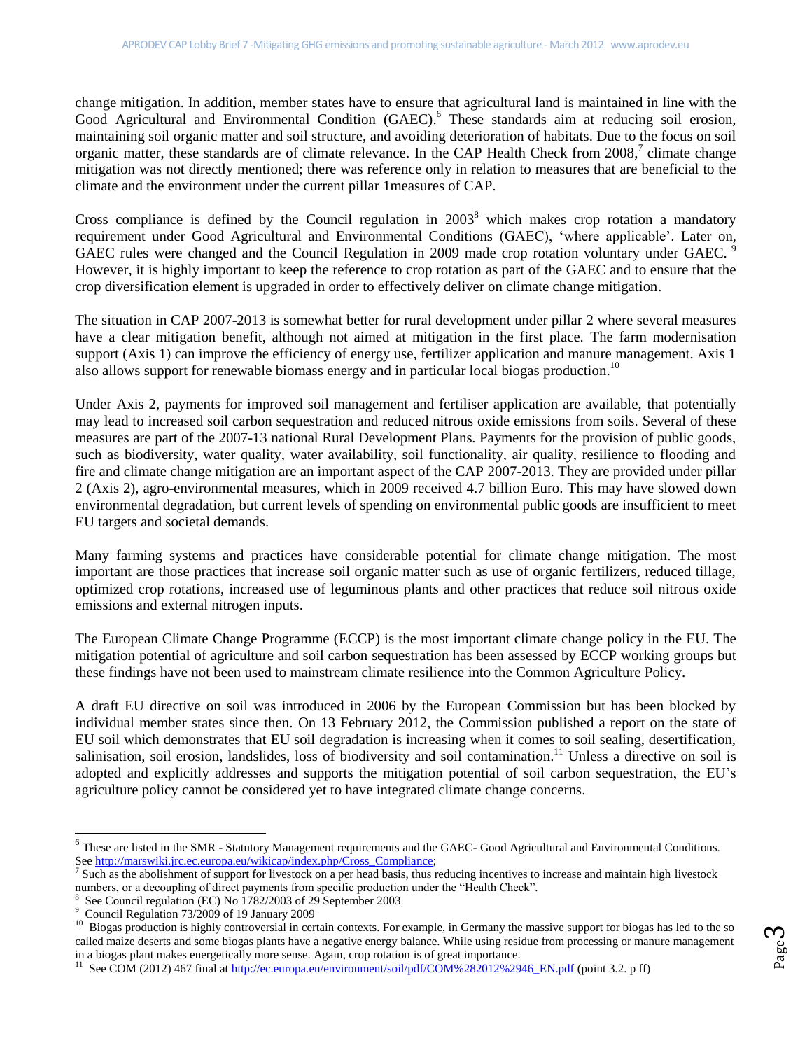change mitigation. In addition, member states have to ensure that agricultural land is maintained in line with the Good Agricultural and Environmental Condition (GAEC).[6] These standards aim at reducing soil erosion, maintaining soil organic matter and soil structure, and avoiding deterioration of habitats. Due to the focus on soil organic matter, these standards are of climate relevance. In the CAP Health Check from 2008,[7] climate change mitigation was not directly mentioned; there was reference only in relation to measures that are beneficial to the climate and the environment under the current pillar 1measures of CAP.

Cross compliance is defined by the Council regulation in 2003[8] which makes crop rotation a mandatory requirement under Good Agricultural and Environmental Conditions (GAEC), 'where applicable'. Later on, GAEC rules were changed and the Council Regulation in 2009 made crop rotation voluntary under GAEC. [9] However, it is highly important to keep the reference to crop rotation as part of the GAEC and to ensure that the crop diversification element is upgraded in order to effectively deliver on climate change mitigation.

The situation in CAP 2007-2013 is somewhat better for rural development under pillar 2 where several measures have a clear mitigation benefit, although not aimed at mitigation in the first place. The farm modernisation support (Axis 1) can improve the efficiency of energy use, fertilizer application and manure management. Axis 1 also allows support for renewable biomass energy and in particular local biogas production.[10]

Under Axis 2, payments for improved soil management and fertiliser application are available, that potentially may lead to increased soil carbon sequestration and reduced nitrous oxide emissions from soils. Several of these measures are part of the 2007-13 national Rural Development Plans. Payments for the provision of public goods, such as biodiversity, water quality, water availability, soil functionality, air quality, resilience to flooding and fire and climate change mitigation are an important aspect of the CAP 2007-2013. They are provided under pillar 2 (Axis 2), agro-environmental measures, which in 2009 received 4.7 billion Euro. This may have slowed down environmental degradation, but current levels of spending on environmental public goods are insufficient to meet EU targets and societal demands.

Many farming systems and practices have considerable potential for climate change mitigation. The most important are those practices that increase soil organic matter such as use of organic fertilizers, reduced tillage, optimized crop rotations, increased use of leguminous plants and other practices that reduce soil nitrous oxide emissions and external nitrogen inputs.

The European Climate Change Programme (ECCP) is the most important climate change policy in the EU. The mitigation potential of agriculture and soil carbon sequestration has been assessed by ECCP working groups but these findings have not been used to mainstream climate resilience into the Common Agriculture Policy.

A draft EU directive on soil was introduced in 2006 by the European Commission but has been blocked by individual member states since then. On 13 February 2012, the Commission published a report on the state of EU soil which demonstrates that EU soil degradation is increasing when it comes to soil sealing, desertification, salinisation, soil erosion, landslides, loss of biodiversity and soil contamination.[11] Unless a directive on soil is adopted and explicitly addresses and supports the mitigation potential of soil carbon sequestration, the EU's agriculture policy cannot be considered yet to have integrated climate change concerns.

---

[6] These are listed in the SMR - Statutory Management requirements and the GAEC- Good Agricultural and Environmental Conditions. See http://marswiki.jrc.ec.europa.eu/wikicap/index.php/Cross_Compliance;

[7] Such as the abolishment of support for livestock on a per head basis, thus reducing incentives to increase and maintain high livestock numbers, or a decoupling of direct payments from specific production under the "Health Check".

[8] See Council regulation (EC) No 1782/2003 of 29 September 2003

[9] Council Regulation 73/2009 of 19 January 2009

[10] Biogas production is highly controversial in certain contexts. For example, in Germany the massive support for biogas has led to the so called maize deserts and some biogas plants have a negative energy balance. While using residue from processing or manure management in a biogas plant makes energetically more sense. Again, crop rotation is of great importance.

[11] See COM (2012) 467 final at http://ec.europa.eu/environment/soil/pdf/COM%282012%2946_EN.pdf (point 3.2. p ff)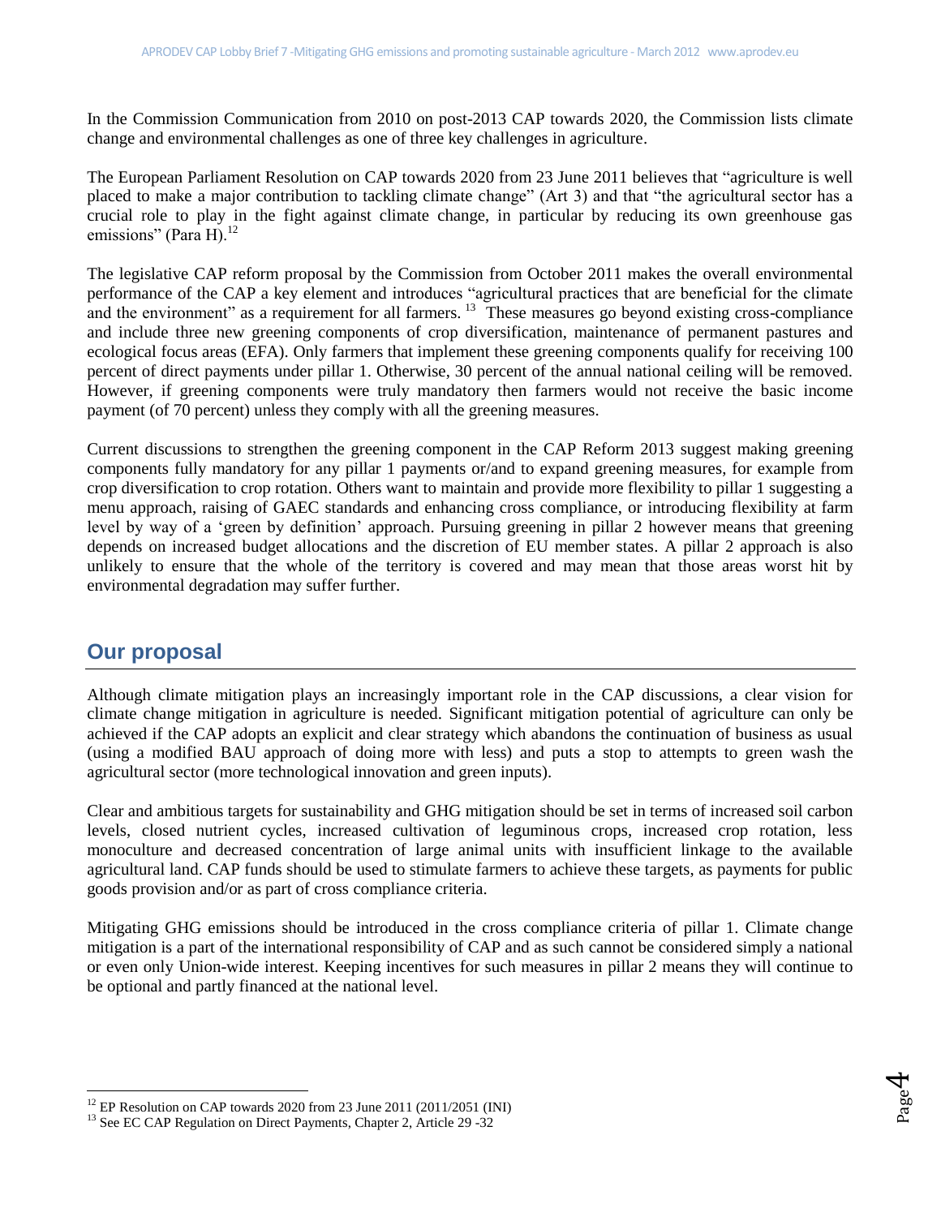In the Commission Communication from 2010 on post-2013 CAP towards 2020, the Commission lists climate change and environmental challenges as one of three key challenges in agriculture.

The European Parliament Resolution on CAP towards 2020 from 23 June 2011 believes that "agriculture is well placed to make a major contribution to tackling climate change" (Art 3) and that "the agricultural sector has a crucial role to play in the fight against climate change, in particular by reducing its own greenhouse gas emissions" (Para H).[12]

The legislative CAP reform proposal by the Commission from October 2011 makes the overall environmental performance of the CAP a key element and introduces "agricultural practices that are beneficial for the climate and the environment" as a requirement for all farmers.[13] These measures go beyond existing cross-compliance and include three new greening components of crop diversification, maintenance of permanent pastures and ecological focus areas (EFA). Only farmers that implement these greening components qualify for receiving 100 percent of direct payments under pillar 1. Otherwise, 30 percent of the annual national ceiling will be removed. However, if greening components were truly mandatory then farmers would not receive the basic income payment (of 70 percent) unless they comply with all the greening measures.

Current discussions to strengthen the greening component in the CAP Reform 2013 suggest making greening components fully mandatory for any pillar 1 payments or/and to expand greening measures, for example from crop diversification to crop rotation. Others want to maintain and provide more flexibility to pillar 1 suggesting a menu approach, raising of GAEC standards and enhancing cross compliance, or introducing flexibility at farm level by way of a 'green by definition' approach. Pursuing greening in pillar 2 however means that greening depends on increased budget allocations and the discretion of EU member states. A pillar 2 approach is also unlikely to ensure that the whole of the territory is covered and may mean that those areas worst hit by environmental degradation may suffer further.

## Our proposal

Although climate mitigation plays an increasingly important role in the CAP discussions, a clear vision for climate change mitigation in agriculture is needed. Significant mitigation potential of agriculture can only be achieved if the CAP adopts an explicit and clear strategy which abandons the continuation of business as usual (using a modified BAU approach of doing more with less) and puts a stop to attempts to green wash the agricultural sector (more technological innovation and green inputs).

Clear and ambitious targets for sustainability and GHG mitigation should be set in terms of increased soil carbon levels, closed nutrient cycles, increased cultivation of leguminous crops, increased crop rotation, less monoculture and decreased concentration of large animal units with insufficient linkage to the available agricultural land. CAP funds should be used to stimulate farmers to achieve these targets, as payments for public goods provision and/or as part of cross compliance criteria.

Mitigating GHG emissions should be introduced in the cross compliance criteria of pillar 1. Climate change mitigation is a part of the international responsibility of CAP and as such cannot be considered simply a national or even only Union-wide interest. Keeping incentives for such measures in pillar 2 means they will continue to be optional and partly financed at the national level.

---

[12] EP Resolution on CAP towards 2020 from 23 June 2011 (2011/2051 (INI)

[13] See EC CAP Regulation on Direct Payments, Chapter 2, Article 29 -32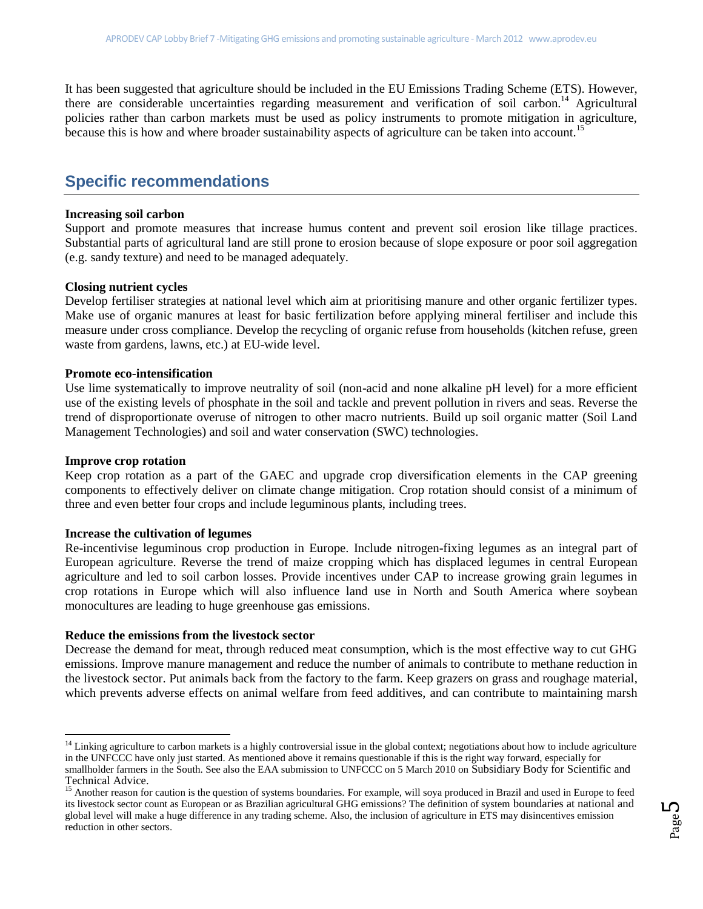It has been suggested that agriculture should be included in the EU Emissions Trading Scheme (ETS). However, there are considerable uncertainties regarding measurement and verification of soil carbon.[14] Agricultural policies rather than carbon markets must be used as policy instruments to promote mitigation in agriculture, because this is how and where broader sustainability aspects of agriculture can be taken into account.[15]

## Specific recommendations

**Increasing soil carbon**
Support and promote measures that increase humus content and prevent soil erosion like tillage practices. Substantial parts of agricultural land are still prone to erosion because of slope exposure or poor soil aggregation (e.g. sandy texture) and need to be managed adequately.

**Closing nutrient cycles**
Develop fertiliser strategies at national level which aim at prioritising manure and other organic fertilizer types. Make use of organic manures at least for basic fertilization before applying mineral fertiliser and include this measure under cross compliance. Develop the recycling of organic refuse from households (kitchen refuse, green waste from gardens, lawns, etc.) at EU-wide level.

**Promote eco-intensification**
Use lime systematically to improve neutrality of soil (non-acid and none alkaline pH level) for a more efficient use of the existing levels of phosphate in the soil and tackle and prevent pollution in rivers and seas. Reverse the trend of disproportionate overuse of nitrogen to other macro nutrients. Build up soil organic matter (Soil Land Management Technologies) and soil and water conservation (SWC) technologies.

**Improve crop rotation**
Keep crop rotation as a part of the GAEC and upgrade crop diversification elements in the CAP greening components to effectively deliver on climate change mitigation. Crop rotation should consist of a minimum of three and even better four crops and include leguminous plants, including trees.

**Increase the cultivation of legumes**
Re-incentivise leguminous crop production in Europe. Include nitrogen-fixing legumes as an integral part of European agriculture. Reverse the trend of maize cropping which has displaced legumes in central European agriculture and led to soil carbon losses. Provide incentives under CAP to increase growing grain legumes in crop rotations in Europe which will also influence land use in North and South America where soybean monocultures are leading to huge greenhouse gas emissions.

**Reduce the emissions from the livestock sector**
Decrease the demand for meat, through reduced meat consumption, which is the most effective way to cut GHG emissions. Improve manure management and reduce the number of animals to contribute to methane reduction in the livestock sector. Put animals back from the factory to the farm. Keep grazers on grass and roughage material, which prevents adverse effects on animal welfare from feed additives, and can contribute to maintaining marsh

---

[14] Linking agriculture to carbon markets is a highly controversial issue in the global context; negotiations about how to include agriculture in the UNFCCC have only just started. As mentioned above it remains questionable if this is the right way forward, especially for smallholder farmers in the South. See also the EAA submission to UNFCCC on 5 March 2010 on Subsidiary Body for Scientific and Technical Advice.

[15] Another reason for caution is the question of systems boundaries. For example, will soya produced in Brazil and used in Europe to feed its livestock sector count as European or as Brazilian agricultural GHG emissions? The definition of system boundaries at national and global level will make a huge difference in any trading scheme. Also, the inclusion of agriculture in ETS may disincentives emission reduction in other sectors.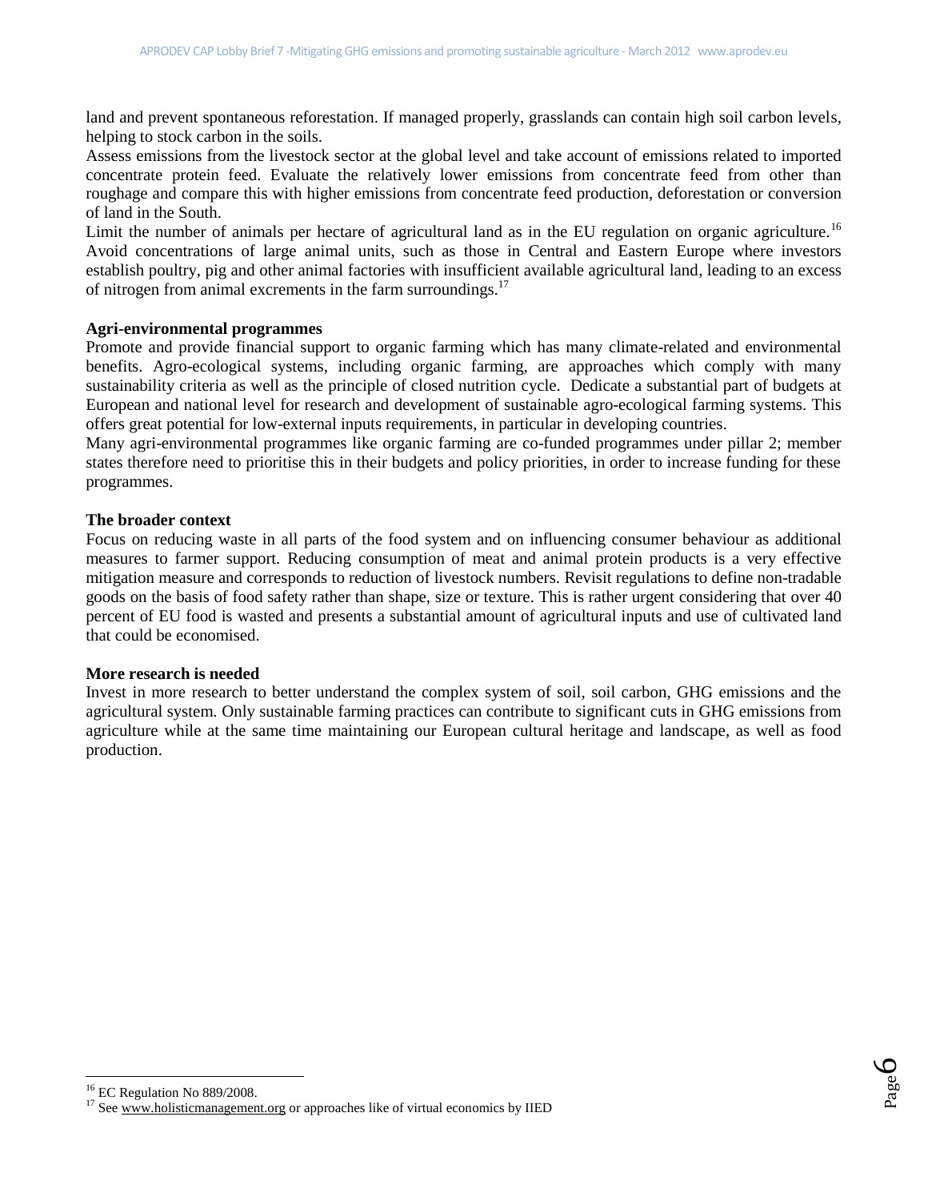land and prevent spontaneous reforestation. If managed properly, grasslands can contain high soil carbon levels, helping to stock carbon in the soils.

Assess emissions from the livestock sector at the global level and take account of emissions related to imported concentrate protein feed. Evaluate the relatively lower emissions from concentrate feed from other than roughage and compare this with higher emissions from concentrate feed production, deforestation or conversion of land in the South.

Limit the number of animals per hectare of agricultural land as in the EU regulation on organic agriculture.[16] Avoid concentrations of large animal units, such as those in Central and Eastern Europe where investors establish poultry, pig and other animal factories with insufficient available agricultural land, leading to an excess of nitrogen from animal excrements in the farm surroundings.[17]

**Agri-environmental programmes**

Promote and provide financial support to organic farming which has many climate-related and environmental benefits. Agro-ecological systems, including organic farming, are approaches which comply with many sustainability criteria as well as the principle of closed nutrition cycle. Dedicate a substantial part of budgets at European and national level for research and development of sustainable agro-ecological farming systems. This offers great potential for low-external inputs requirements, in particular in developing countries.

Many agri-environmental programmes like organic farming are co-funded programmes under pillar 2; member states therefore need to prioritise this in their budgets and policy priorities, in order to increase funding for these programmes.

**The broader context**

Focus on reducing waste in all parts of the food system and on influencing consumer behaviour as additional measures to farmer support. Reducing consumption of meat and animal protein products is a very effective mitigation measure and corresponds to reduction of livestock numbers. Revisit regulations to define non-tradable goods on the basis of food safety rather than shape, size or texture. This is rather urgent considering that over 40 percent of EU food is wasted and presents a substantial amount of agricultural inputs and use of cultivated land that could be economised.

**More research is needed**

Invest in more research to better understand the complex system of soil, soil carbon, GHG emissions and the agricultural system. Only sustainable farming practices can contribute to significant cuts in GHG emissions from agriculture while at the same time maintaining our European cultural heritage and landscape, as well as food production.

---

[16] EC Regulation No 889/2008.

[17] See www.holisticmanagement.org or approaches like of virtual economics by IIED